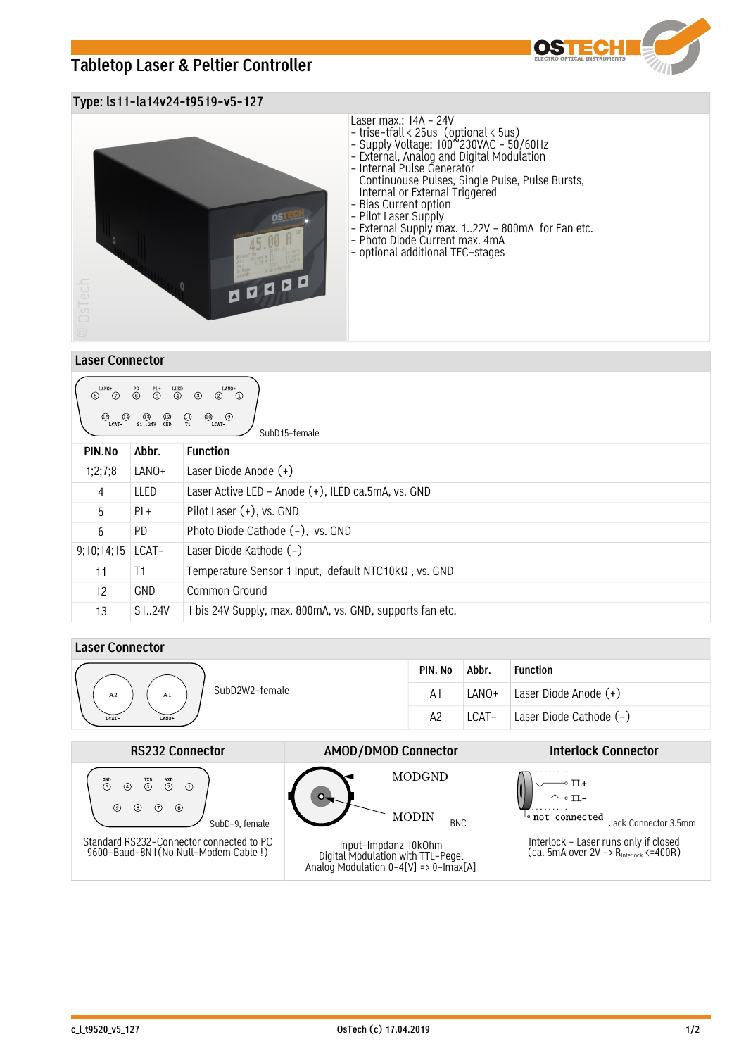# Tabletop Laser & Peltier Controller

## Type: ls11-la14v24-t9519-v5-127

Laser max.: 14A – 24V
- trise-tfall < 25us (optional < 5us)
- Supply Voltage: 100~230VAC – 50/60Hz
- External, Analog and Digital Modulation
- Internal Pulse Generator
  Continuouse Pulses, Single Pulse, Pulse Bursts,
  Internal or External Triggered
- Bias Current option
- Pilot Laser Supply
- External Supply max. 1..22V – 800mA for Fan etc.
- Photo Diode Current max. 4mA
- optional additional TEC-stages

## Laser Connector

SubD15-female

| PIN.No | Abbr. | Function |
|---|---|---|
| 1;2;7;8 | LANO+ | Laser Diode Anode (+) |
| 4 | LLED | Laser Active LED – Anode (+), ILED ca.5mA, vs. GND |
| 5 | PL+ | Pilot Laser (+), vs. GND |
| 6 | PD | Photo Diode Cathode (–), vs. GND |
| 9;10;14;15 | LCAT- | Laser Diode Kathode (–) |
| 11 | T1 | Temperature Sensor 1 Input, default NTC10kΩ , vs. GND |
| 12 | GND | Common Ground |
| 13 | S1..24V | 1 bis 24V Supply, max. 800mA, vs. GND, supports fan etc. |

## Laser Connector

SubD2W2-female

| PIN. No | Abbr. | Function |
|---|---|---|
| A1 | LANO+ | Laser Diode Anode (+) |
| A2 | LCAT- | Laser Diode Cathode (–) |

| RS232 Connector | AMOD/DMOD Connector | Interlock Connector |
|---|---|---|
| SubD-9, female | MODGND, MODIN – BNC | IL+, IL-, not connected – Jack Connector 3.5mm |
| Standard RS232-Connector connected to PC 9600-Baud-8N1(No Null-Modem Cable !) | Input-Impdanz 10kOhm Digital Modulation with TTL-Pegel Analog Modulation 0-4[V] => 0-Imax[A] | Interlock – Laser runs only if closed (ca. 5mA over 2V -> $R_{Interlock}$ <=400R) |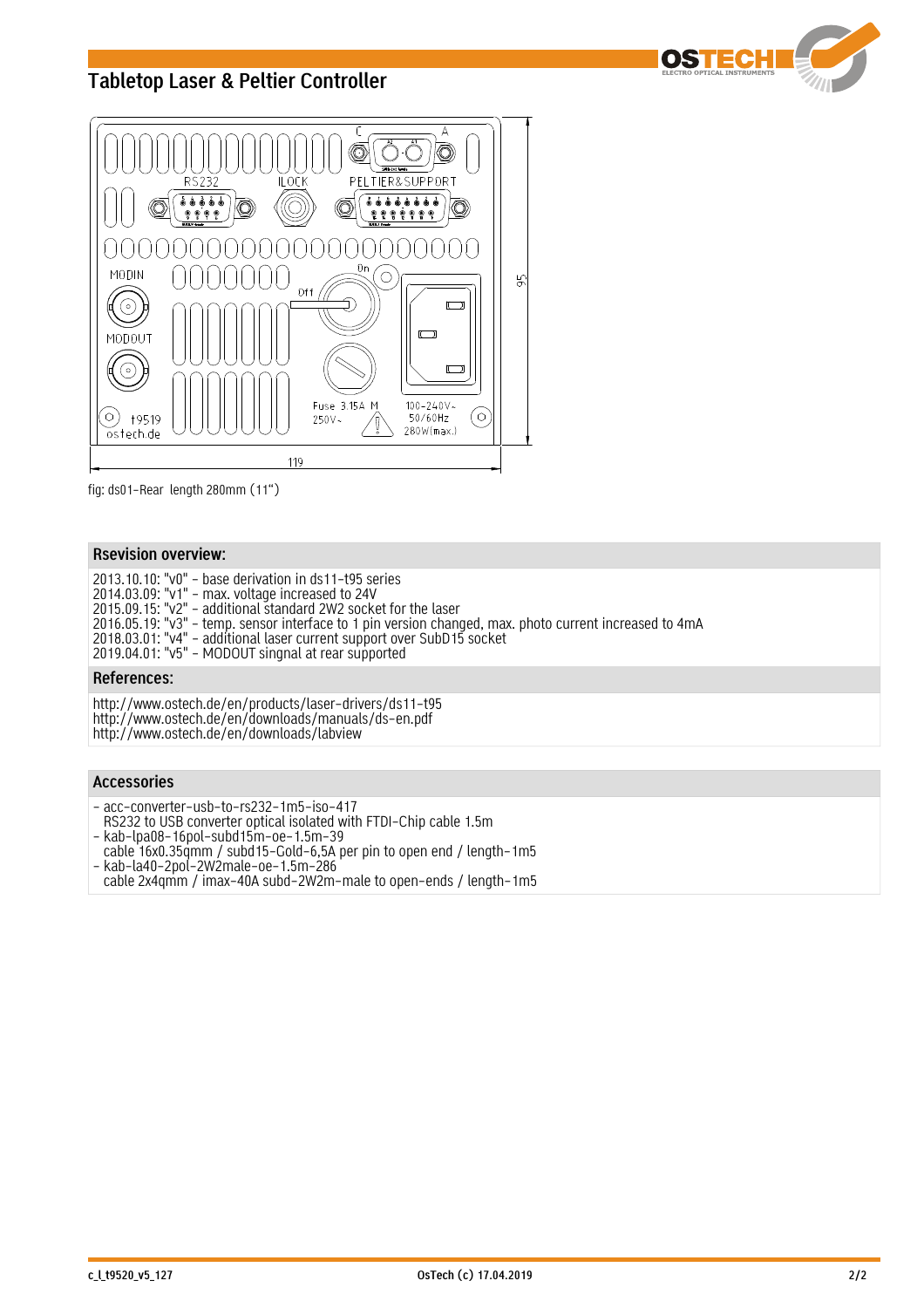## Tabletop Laser & Peltier Controller

C A

RS232 ILOCK PELTIER&SUPPORT

MODIN

MODOUT

On

Off

Fuse 3.15A M 250V~

100-240V~ 50/60Hz 280W(max.)

t9519 ostech.de

95

119

fig: ds01-Rear length 280mm (11")

### Rsevision overview:

2013.10.10: "v0" - base derivation in ds11-t95 series
2014.03.09: "v1" - max. voltage increased to 24V
2015.09.15: "v2" - additional standard 2W2 socket for the laser
2016.05.19: "v3" - temp. sensor interface to 1 pin version changed, max. photo current increased to 4mA
2018.03.01: "v4" - additional laser current support over SubD15 socket
2019.04.01: "v5" - MODOUT singnal at rear supported

### References:

http://www.ostech.de/en/products/laser-drivers/ds11-t95
http://www.ostech.de/en/downloads/manuals/ds-en.pdf
http://www.ostech.de/en/downloads/labview

### Accessories

- acc-converter-usb-to-rs232-1m5-iso-417
  RS232 to USB converter optical isolated with FTDI-Chip cable 1.5m
- kab-lpa08-16pol-subd15m-oe-1.5m-39
  cable 16x0.35qmm / subd15-Gold-6,5A per pin to open end / length-1m5
- kab-la40-2pol-2W2male-oe-1.5m-286
  cable 2x4qmm / imax-40A subd-2W2m-male to open-ends / length-1m5